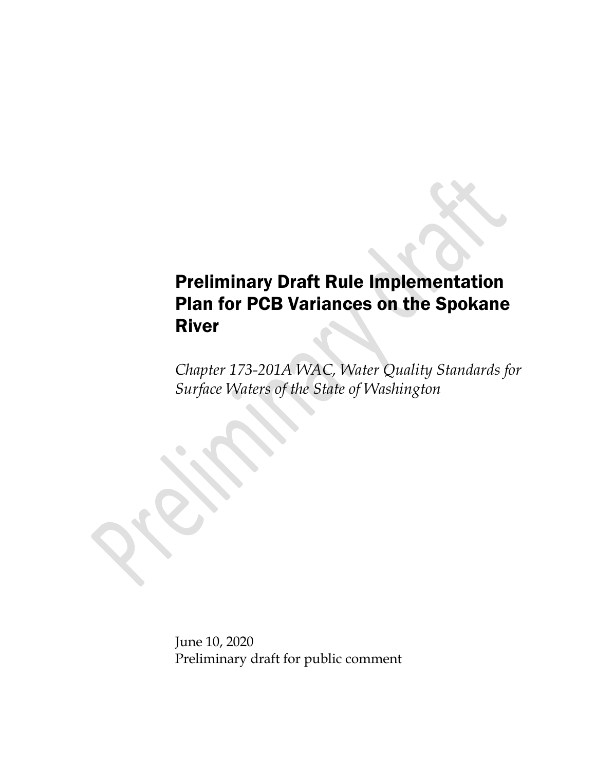# Preliminary Draft Rule Implementation Plan for PCB Variances on the Spokane River

*Chapter 173-201A WAC, Water Quality Standards for Surface Waters of the State of Washington*

June 10, 2020
Preliminary draft for public comment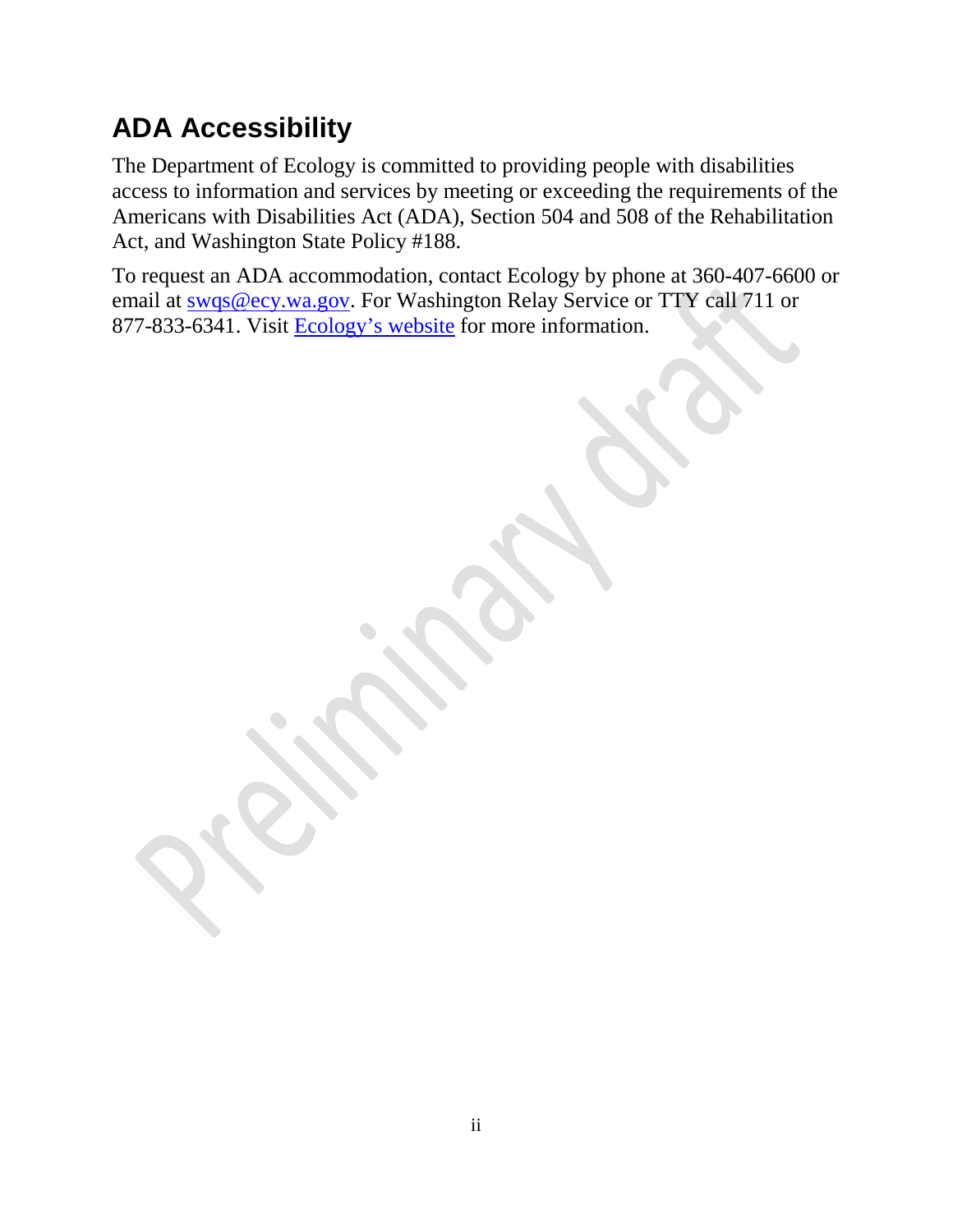## ADA Accessibility

The Department of Ecology is committed to providing people with disabilities access to information and services by meeting or exceeding the requirements of the Americans with Disabilities Act (ADA), Section 504 and 508 of the Rehabilitation Act, and Washington State Policy #188.

To request an ADA accommodation, contact Ecology by phone at 360-407-6600 or email at swqs@ecy.wa.gov. For Washington Relay Service or TTY call 711 or 877-833-6341. Visit Ecology's website for more information.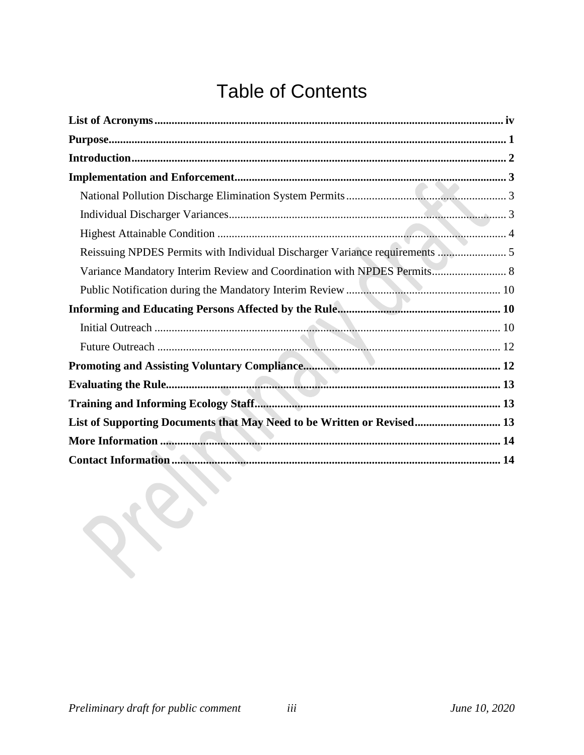# Table of Contents

**List of Acronyms** ........................................................................ iv

**Purpose** ........................................................................ 1

**Introduction** ........................................................................ 2

**Implementation and Enforcement** ........................................................................ 3

- National Pollution Discharge Elimination System Permits ........................................ 3
- Individual Discharger Variances ........................................ 3
- Highest Attainable Condition ........................................ 4
- Reissuing NPDES Permits with Individual Discharger Variance requirements ........................ 5
- Variance Mandatory Interim Review and Coordination with NPDES Permits ........................ 8
- Public Notification during the Mandatory Interim Review ........................................ 10

**Informing and Educating Persons Affected by the Rule** ........................................ 10

- Initial Outreach ........................................ 10
- Future Outreach ........................................ 12

**Promoting and Assisting Voluntary Compliance** ........................................ 12

**Evaluating the Rule** ........................................ 13

**Training and Informing Ecology Staff** ........................................ 13

**List of Supporting Documents that May Need to be Written or Revised** ........................ 13

**More Information** ........................................ 14

**Contact Information** ........................................ 14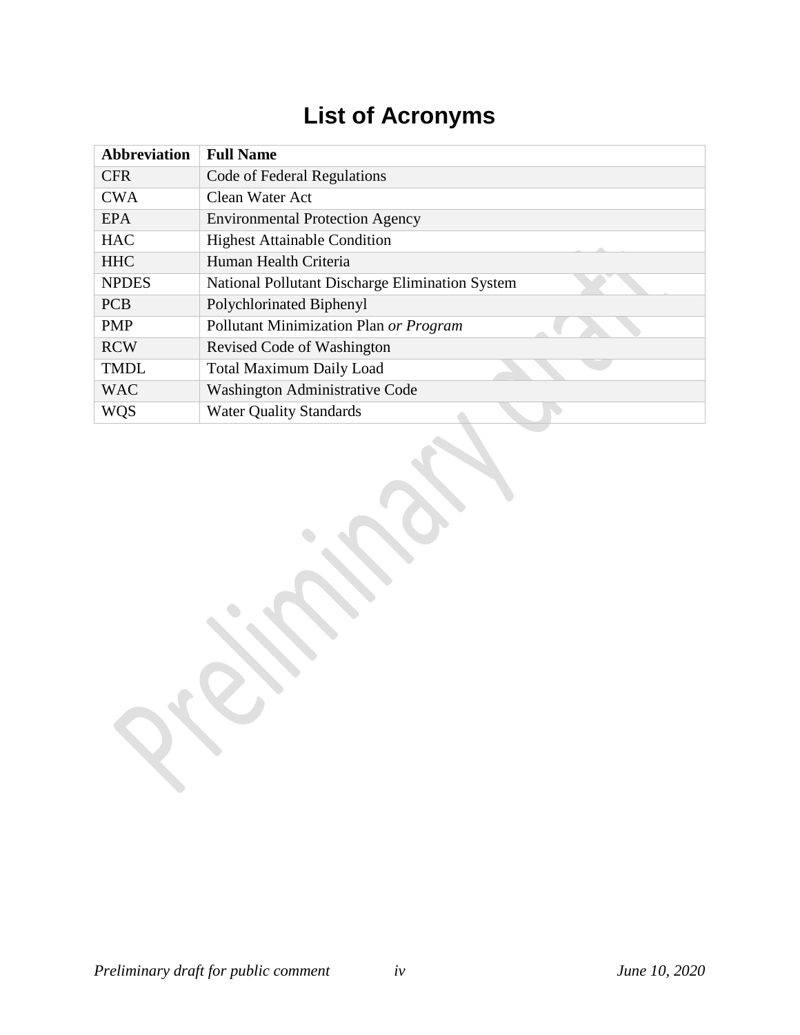# List of Acronyms

| **Abbreviation** | **Full Name** |
|---|---|
| CFR | Code of Federal Regulations |
| CWA | Clean Water Act |
| EPA | Environmental Protection Agency |
| HAC | Highest Attainable Condition |
| HHC | Human Health Criteria |
| NPDES | National Pollutant Discharge Elimination System |
| PCB | Polychlorinated Biphenyl |
| PMP | Pollutant Minimization Plan *or Program* |
| RCW | Revised Code of Washington |
| TMDL | Total Maximum Daily Load |
| WAC | Washington Administrative Code |
| WQS | Water Quality Standards |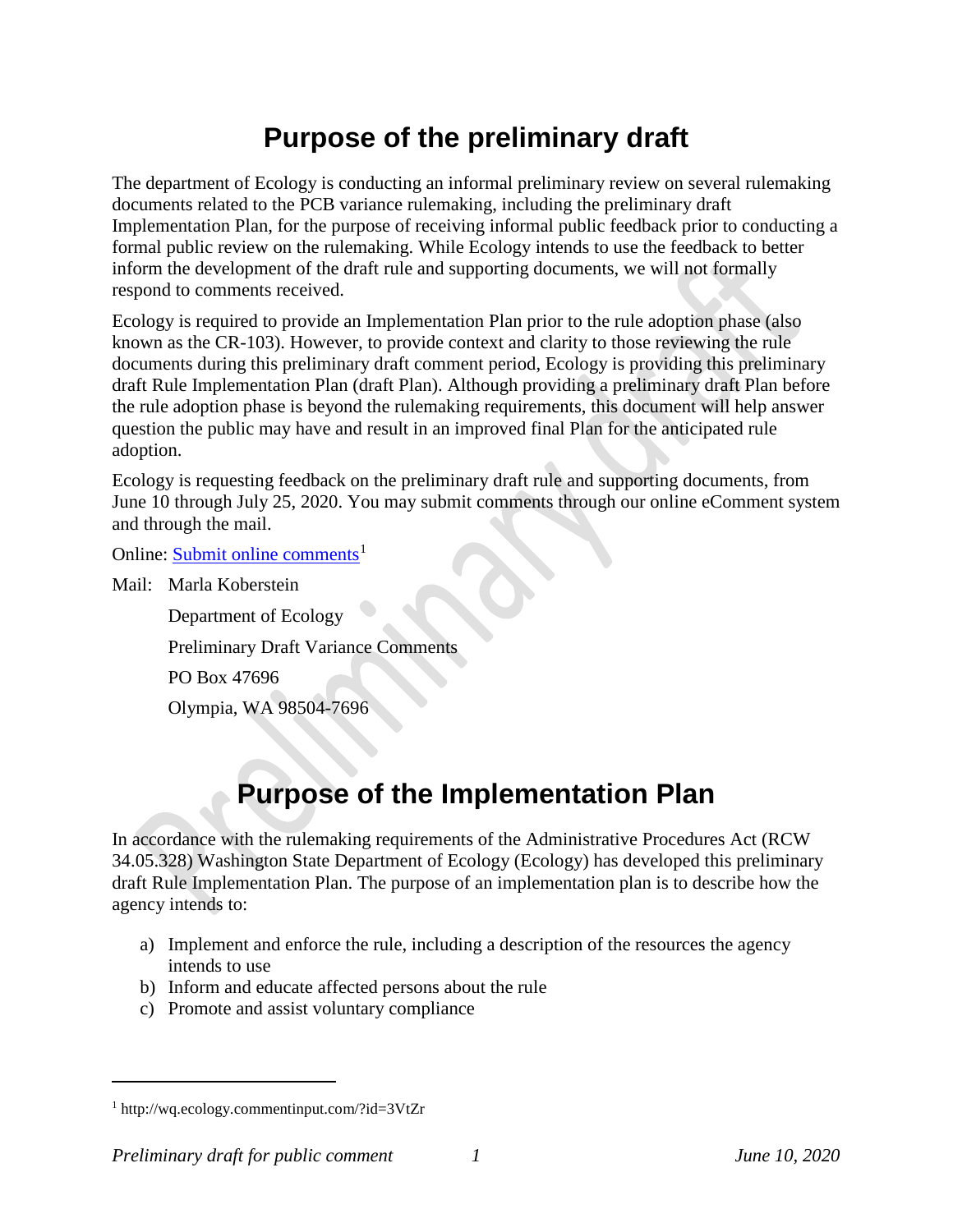# Purpose of the preliminary draft

The department of Ecology is conducting an informal preliminary review on several rulemaking documents related to the PCB variance rulemaking, including the preliminary draft Implementation Plan, for the purpose of receiving informal public feedback prior to conducting a formal public review on the rulemaking. While Ecology intends to use the feedback to better inform the development of the draft rule and supporting documents, we will not formally respond to comments received.

Ecology is required to provide an Implementation Plan prior to the rule adoption phase (also known as the CR-103). However, to provide context and clarity to those reviewing the rule documents during this preliminary draft comment period, Ecology is providing this preliminary draft Rule Implementation Plan (draft Plan). Although providing a preliminary draft Plan before the rule adoption phase is beyond the rulemaking requirements, this document will help answer question the public may have and result in an improved final Plan for the anticipated rule adoption.

Ecology is requesting feedback on the preliminary draft rule and supporting documents, from June 10 through July 25, 2020. You may submit comments through our online eComment system and through the mail.

Online: Submit online comments[1]

Mail: Marla Koberstein
Department of Ecology
Preliminary Draft Variance Comments
PO Box 47696
Olympia, WA 98504-7696

# Purpose of the Implementation Plan

In accordance with the rulemaking requirements of the Administrative Procedures Act (RCW 34.05.328) Washington State Department of Ecology (Ecology) has developed this preliminary draft Rule Implementation Plan. The purpose of an implementation plan is to describe how the agency intends to:

a) Implement and enforce the rule, including a description of the resources the agency intends to use
b) Inform and educate affected persons about the rule
c) Promote and assist voluntary compliance

[1] http://wq.ecology.commentinput.com/?id=3VtZr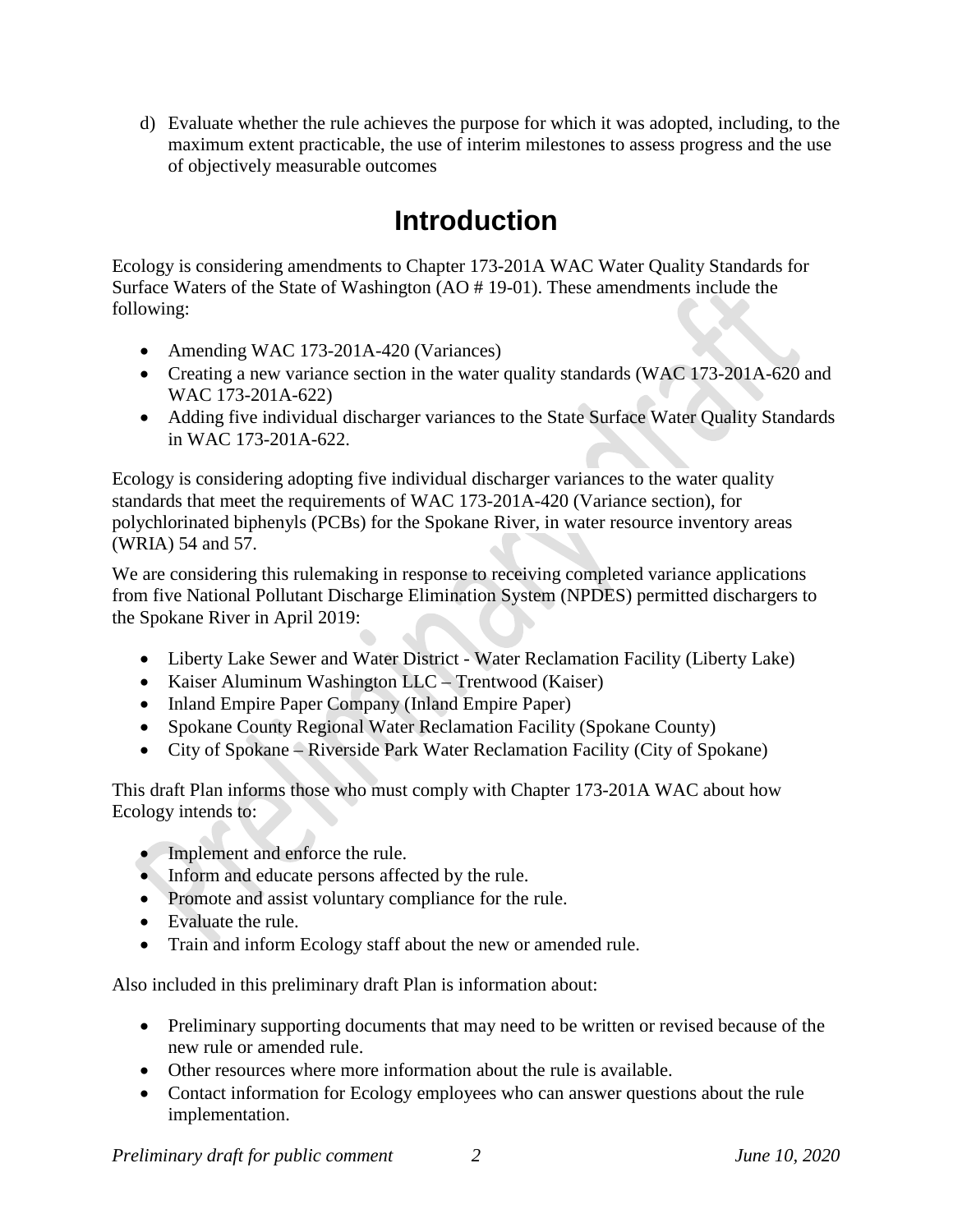d) Evaluate whether the rule achieves the purpose for which it was adopted, including, to the maximum extent practicable, the use of interim milestones to assess progress and the use of objectively measurable outcomes

# Introduction

Ecology is considering amendments to Chapter 173-201A WAC Water Quality Standards for Surface Waters of the State of Washington (AO # 19-01). These amendments include the following:

- Amending WAC 173-201A-420 (Variances)
- Creating a new variance section in the water quality standards (WAC 173-201A-620 and WAC 173-201A-622)
- Adding five individual discharger variances to the State Surface Water Quality Standards in WAC 173-201A-622.

Ecology is considering adopting five individual discharger variances to the water quality standards that meet the requirements of WAC 173-201A-420 (Variance section), for polychlorinated biphenyls (PCBs) for the Spokane River, in water resource inventory areas (WRIA) 54 and 57.

We are considering this rulemaking in response to receiving completed variance applications from five National Pollutant Discharge Elimination System (NPDES) permitted dischargers to the Spokane River in April 2019:

- Liberty Lake Sewer and Water District - Water Reclamation Facility (Liberty Lake)
- Kaiser Aluminum Washington LLC – Trentwood (Kaiser)
- Inland Empire Paper Company (Inland Empire Paper)
- Spokane County Regional Water Reclamation Facility (Spokane County)
- City of Spokane – Riverside Park Water Reclamation Facility (City of Spokane)

This draft Plan informs those who must comply with Chapter 173-201A WAC about how Ecology intends to:

- Implement and enforce the rule.
- Inform and educate persons affected by the rule.
- Promote and assist voluntary compliance for the rule.
- Evaluate the rule.
- Train and inform Ecology staff about the new or amended rule.

Also included in this preliminary draft Plan is information about:

- Preliminary supporting documents that may need to be written or revised because of the new rule or amended rule.
- Other resources where more information about the rule is available.
- Contact information for Ecology employees who can answer questions about the rule implementation.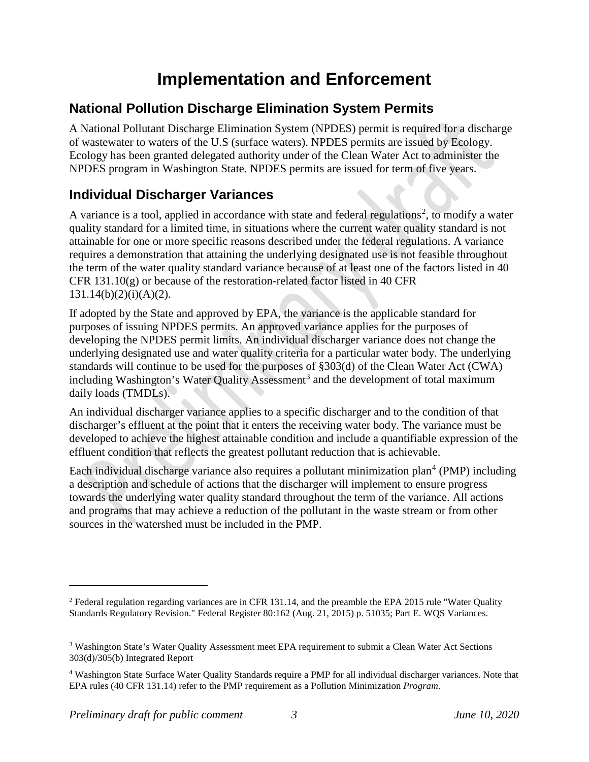# Implementation and Enforcement

## National Pollution Discharge Elimination System Permits

A National Pollutant Discharge Elimination System (NPDES) permit is required for a discharge of wastewater to waters of the U.S (surface waters). NPDES permits are issued by Ecology. Ecology has been granted delegated authority under of the Clean Water Act to administer the NPDES program in Washington State. NPDES permits are issued for term of five years.

## Individual Discharger Variances

A variance is a tool, applied in accordance with state and federal regulations[2], to modify a water quality standard for a limited time, in situations where the current water quality standard is not attainable for one or more specific reasons described under the federal regulations. A variance requires a demonstration that attaining the underlying designated use is not feasible throughout the term of the water quality standard variance because of at least one of the factors listed in 40 CFR 131.10(g) or because of the restoration-related factor listed in 40 CFR 131.14(b)(2)(i)(A)(2).

If adopted by the State and approved by EPA, the variance is the applicable standard for purposes of issuing NPDES permits. An approved variance applies for the purposes of developing the NPDES permit limits. An individual discharger variance does not change the underlying designated use and water quality criteria for a particular water body. The underlying standards will continue to be used for the purposes of §303(d) of the Clean Water Act (CWA) including Washington's Water Quality Assessment[3] and the development of total maximum daily loads (TMDLs).

An individual discharger variance applies to a specific discharger and to the condition of that discharger's effluent at the point that it enters the receiving water body. The variance must be developed to achieve the highest attainable condition and include a quantifiable expression of the effluent condition that reflects the greatest pollutant reduction that is achievable.

Each individual discharge variance also requires a pollutant minimization plan[4] (PMP) including a description and schedule of actions that the discharger will implement to ensure progress towards the underlying water quality standard throughout the term of the variance. All actions and programs that may achieve a reduction of the pollutant in the waste stream or from other sources in the watershed must be included in the PMP.

---

[2] Federal regulation regarding variances are in CFR 131.14, and the preamble the EPA 2015 rule "Water Quality Standards Regulatory Revision." Federal Register 80:162 (Aug. 21, 2015) p. 51035; Part E. WQS Variances.

[3] Washington State's Water Quality Assessment meet EPA requirement to submit a Clean Water Act Sections 303(d)/305(b) Integrated Report

[4] Washington State Surface Water Quality Standards require a PMP for all individual discharger variances. Note that EPA rules (40 CFR 131.14) refer to the PMP requirement as a Pollution Minimization *Program*.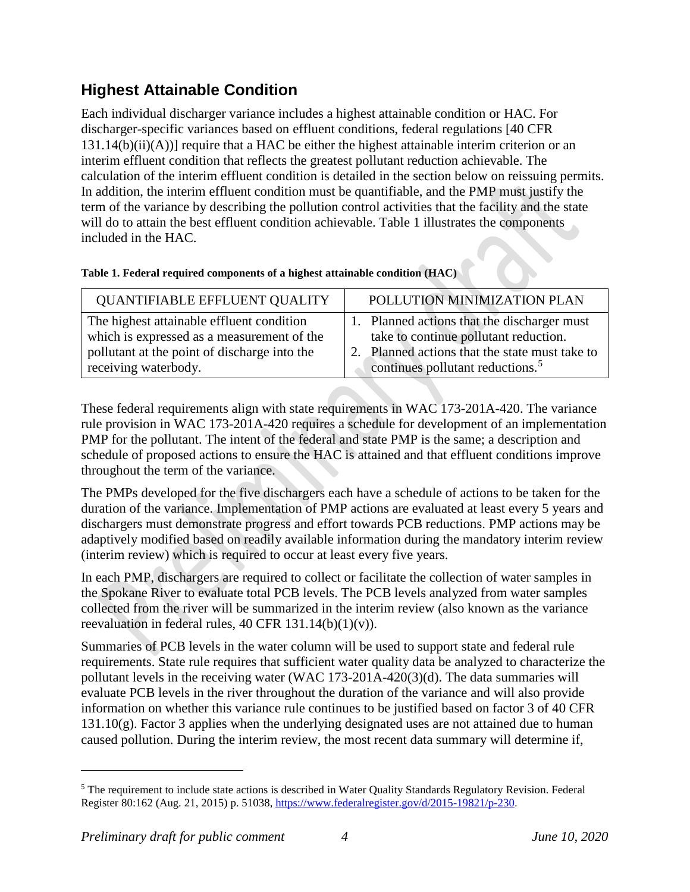## Highest Attainable Condition

Each individual discharger variance includes a highest attainable condition or HAC. For discharger-specific variances based on effluent conditions, federal regulations [40 CFR 131.14(b)(ii)(A))] require that a HAC be either the highest attainable interim criterion or an interim effluent condition that reflects the greatest pollutant reduction achievable. The calculation of the interim effluent condition is detailed in the section below on reissuing permits. In addition, the interim effluent condition must be quantifiable, and the PMP must justify the term of the variance by describing the pollution control activities that the facility and the state will do to attain the best effluent condition achievable. Table 1 illustrates the components included in the HAC.

**Table 1. Federal required components of a highest attainable condition (HAC)**

| QUANTIFIABLE EFFLUENT QUALITY | POLLUTION MINIMIZATION PLAN |
|---|---|
| The highest attainable effluent condition which is expressed as a measurement of the pollutant at the point of discharge into the receiving waterbody. | 1. Planned actions that the discharger must take to continue pollutant reduction. 2. Planned actions that the state must take to continues pollutant reductions.[5] |

These federal requirements align with state requirements in WAC 173-201A-420. The variance rule provision in WAC 173-201A-420 requires a schedule for development of an implementation PMP for the pollutant. The intent of the federal and state PMP is the same; a description and schedule of proposed actions to ensure the HAC is attained and that effluent conditions improve throughout the term of the variance.

The PMPs developed for the five dischargers each have a schedule of actions to be taken for the duration of the variance. Implementation of PMP actions are evaluated at least every 5 years and dischargers must demonstrate progress and effort towards PCB reductions. PMP actions may be adaptively modified based on readily available information during the mandatory interim review (interim review) which is required to occur at least every five years.

In each PMP, dischargers are required to collect or facilitate the collection of water samples in the Spokane River to evaluate total PCB levels. The PCB levels analyzed from water samples collected from the river will be summarized in the interim review (also known as the variance reevaluation in federal rules, 40 CFR 131.14(b)(1)(v)).

Summaries of PCB levels in the water column will be used to support state and federal rule requirements. State rule requires that sufficient water quality data be analyzed to characterize the pollutant levels in the receiving water (WAC 173-201A-420(3)(d). The data summaries will evaluate PCB levels in the river throughout the duration of the variance and will also provide information on whether this variance rule continues to be justified based on factor 3 of 40 CFR 131.10(g). Factor 3 applies when the underlying designated uses are not attained due to human caused pollution. During the interim review, the most recent data summary will determine if,

[5] The requirement to include state actions is described in Water Quality Standards Regulatory Revision. Federal Register 80:162 (Aug. 21, 2015) p. 51038, https://www.federalregister.gov/d/2015-19821/p-230.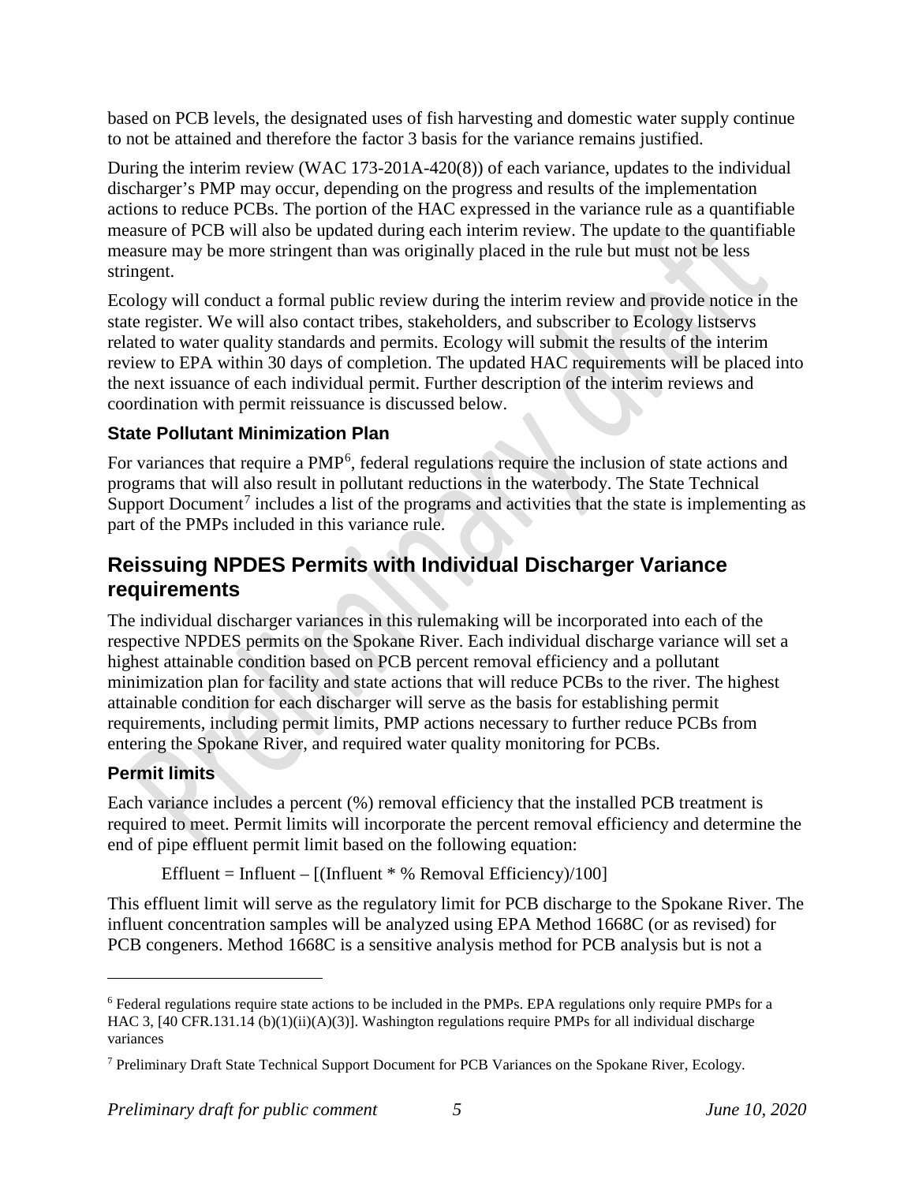based on PCB levels, the designated uses of fish harvesting and domestic water supply continue to not be attained and therefore the factor 3 basis for the variance remains justified.

During the interim review (WAC 173-201A-420(8)) of each variance, updates to the individual discharger's PMP may occur, depending on the progress and results of the implementation actions to reduce PCBs. The portion of the HAC expressed in the variance rule as a quantifiable measure of PCB will also be updated during each interim review. The update to the quantifiable measure may be more stringent than was originally placed in the rule but must not be less stringent.

Ecology will conduct a formal public review during the interim review and provide notice in the state register. We will also contact tribes, stakeholders, and subscriber to Ecology listservs related to water quality standards and permits. Ecology will submit the results of the interim review to EPA within 30 days of completion. The updated HAC requirements will be placed into the next issuance of each individual permit. Further description of the interim reviews and coordination with permit reissuance is discussed below.

### State Pollutant Minimization Plan

For variances that require a PMP[6], federal regulations require the inclusion of state actions and programs that will also result in pollutant reductions in the waterbody. The State Technical Support Document[7] includes a list of the programs and activities that the state is implementing as part of the PMPs included in this variance rule.

## Reissuing NPDES Permits with Individual Discharger Variance requirements

The individual discharger variances in this rulemaking will be incorporated into each of the respective NPDES permits on the Spokane River. Each individual discharge variance will set a highest attainable condition based on PCB percent removal efficiency and a pollutant minimization plan for facility and state actions that will reduce PCBs to the river. The highest attainable condition for each discharger will serve as the basis for establishing permit requirements, including permit limits, PMP actions necessary to further reduce PCBs from entering the Spokane River, and required water quality monitoring for PCBs.

### Permit limits

Each variance includes a percent (%) removal efficiency that the installed PCB treatment is required to meet. Permit limits will incorporate the percent removal efficiency and determine the end of pipe effluent permit limit based on the following equation:

$$\text{Effluent} = \text{Influent} - [(\text{Influent} * \text{\% Removal Efficiency})/100]$$

This effluent limit will serve as the regulatory limit for PCB discharge to the Spokane River. The influent concentration samples will be analyzed using EPA Method 1668C (or as revised) for PCB congeners. Method 1668C is a sensitive analysis method for PCB analysis but is not a

---

[6] Federal regulations require state actions to be included in the PMPs. EPA regulations only require PMPs for a HAC 3, [40 CFR.131.14 (b)(1)(ii)(A)(3)]. Washington regulations require PMPs for all individual discharge variances

[7] Preliminary Draft State Technical Support Document for PCB Variances on the Spokane River, Ecology.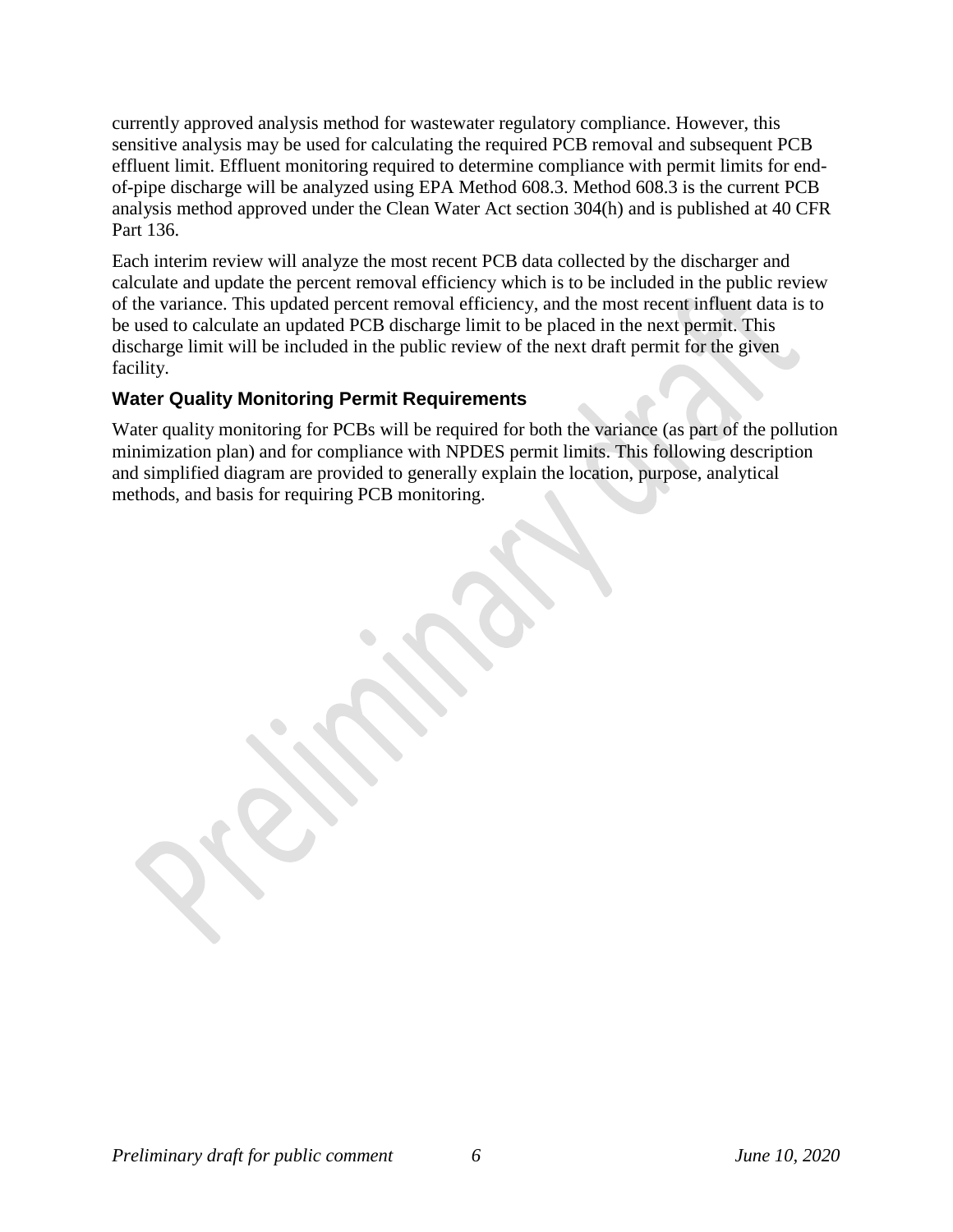currently approved analysis method for wastewater regulatory compliance. However, this sensitive analysis may be used for calculating the required PCB removal and subsequent PCB effluent limit. Effluent monitoring required to determine compliance with permit limits for end-of-pipe discharge will be analyzed using EPA Method 608.3. Method 608.3 is the current PCB analysis method approved under the Clean Water Act section 304(h) and is published at 40 CFR Part 136.

Each interim review will analyze the most recent PCB data collected by the discharger and calculate and update the percent removal efficiency which is to be included in the public review of the variance. This updated percent removal efficiency, and the most recent influent data is to be used to calculate an updated PCB discharge limit to be placed in the next permit. This discharge limit will be included in the public review of the next draft permit for the given facility.

### Water Quality Monitoring Permit Requirements

Water quality monitoring for PCBs will be required for both the variance (as part of the pollution minimization plan) and for compliance with NPDES permit limits. This following description and simplified diagram are provided to generally explain the location, purpose, analytical methods, and basis for requiring PCB monitoring.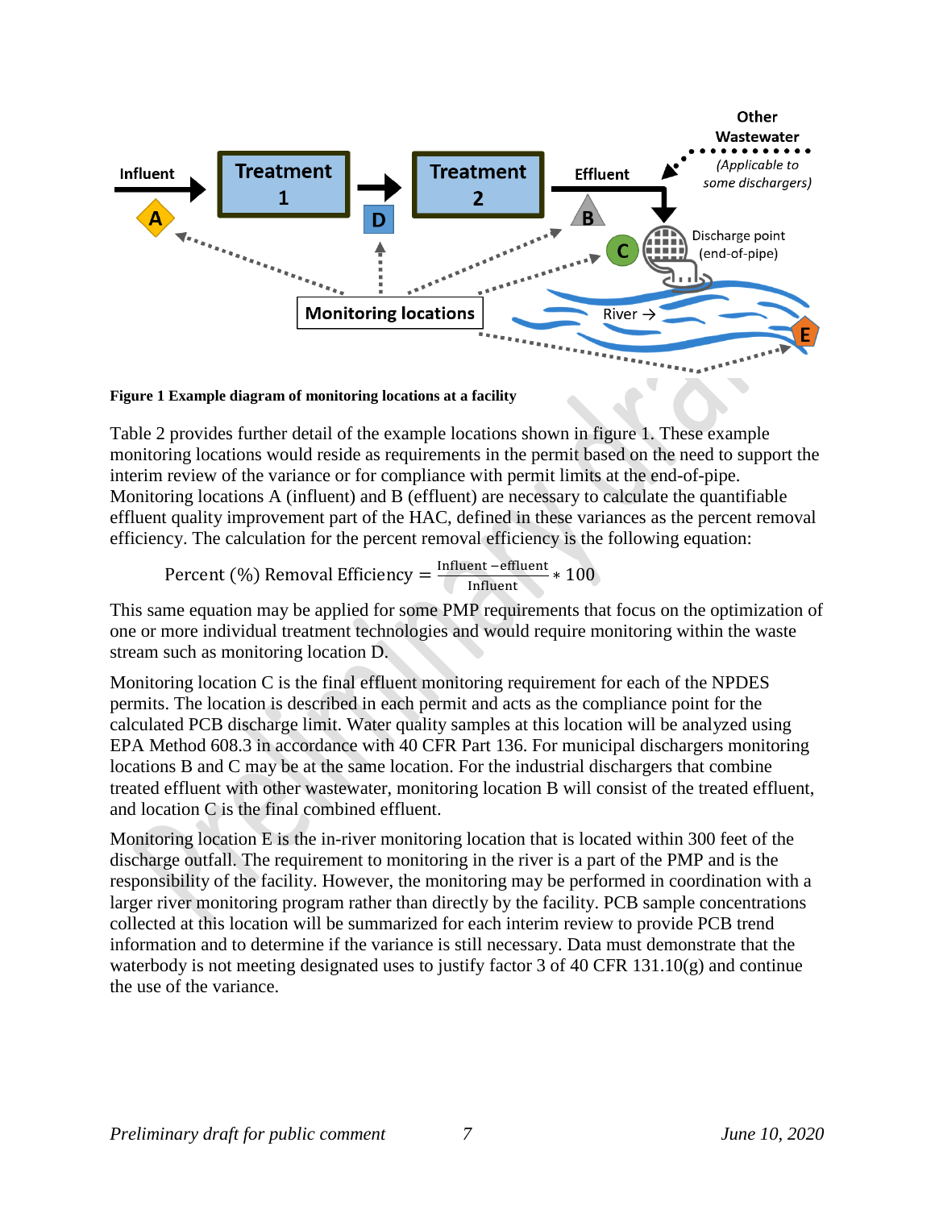**Figure 1 Example diagram of monitoring locations at a facility**

Table 2 provides further detail of the example locations shown in figure 1. These example monitoring locations would reside as requirements in the permit based on the need to support the interim review of the variance or for compliance with permit limits at the end-of-pipe. Monitoring locations A (influent) and B (effluent) are necessary to calculate the quantifiable effluent quality improvement part of the HAC, defined in these variances as the percent removal efficiency. The calculation for the percent removal efficiency is the following equation:

$$\text{Percent (\%) Removal Efficiency} = \frac{\text{Influent} - \text{effluent}}{\text{Influent}} * 100$$

This same equation may be applied for some PMP requirements that focus on the optimization of one or more individual treatment technologies and would require monitoring within the waste stream such as monitoring location D.

Monitoring location C is the final effluent monitoring requirement for each of the NPDES permits. The location is described in each permit and acts as the compliance point for the calculated PCB discharge limit. Water quality samples at this location will be analyzed using EPA Method 608.3 in accordance with 40 CFR Part 136. For municipal dischargers monitoring locations B and C may be at the same location. For the industrial dischargers that combine treated effluent with other wastewater, monitoring location B will consist of the treated effluent, and location C is the final combined effluent.

Monitoring location E is the in-river monitoring location that is located within 300 feet of the discharge outfall. The requirement to monitoring in the river is a part of the PMP and is the responsibility of the facility. However, the monitoring may be performed in coordination with a larger river monitoring program rather than directly by the facility. PCB sample concentrations collected at this location will be summarized for each interim review to provide PCB trend information and to determine if the variance is still necessary. Data must demonstrate that the waterbody is not meeting designated uses to justify factor 3 of 40 CFR 131.10(g) and continue the use of the variance.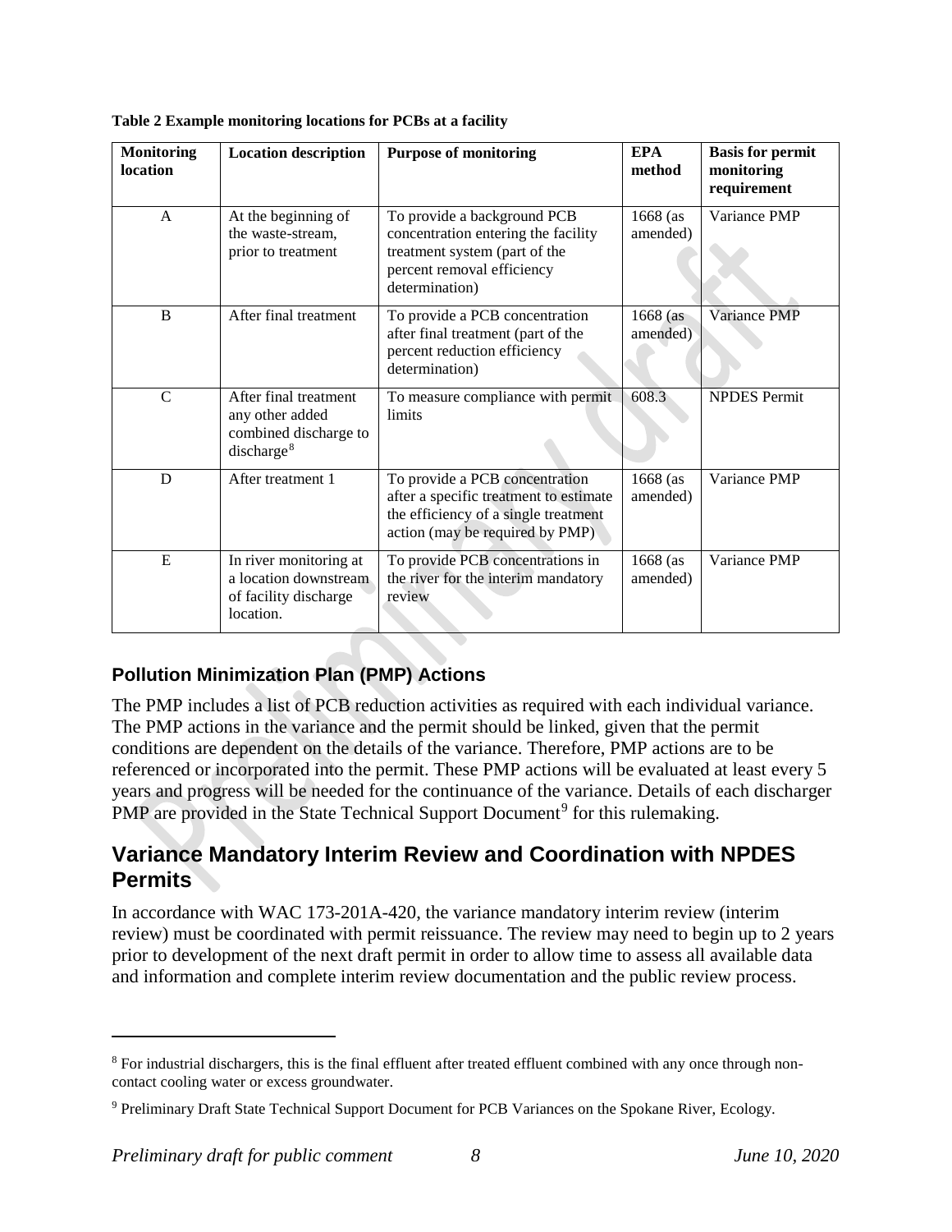**Table 2 Example monitoring locations for PCBs at a facility**

| Monitoring location | Location description | Purpose of monitoring | EPA method | Basis for permit monitoring requirement |
|---|---|---|---|---|
| A | At the beginning of the waste-stream, prior to treatment | To provide a background PCB concentration entering the facility treatment system (part of the percent removal efficiency determination) | 1668 (as amended) | Variance PMP |
| B | After final treatment | To provide a PCB concentration after final treatment (part of the percent reduction efficiency determination) | 1668 (as amended) | Variance PMP |
| C | After final treatment any other added combined discharge to discharge[8] | To measure compliance with permit limits | 608.3 | NPDES Permit |
| D | After treatment 1 | To provide a PCB concentration after a specific treatment to estimate the efficiency of a single treatment action (may be required by PMP) | 1668 (as amended) | Variance PMP |
| E | In river monitoring at a location downstream of facility discharge location. | To provide PCB concentrations in the river for the interim mandatory review | 1668 (as amended) | Variance PMP |

### Pollution Minimization Plan (PMP) Actions

The PMP includes a list of PCB reduction activities as required with each individual variance. The PMP actions in the variance and the permit should be linked, given that the permit conditions are dependent on the details of the variance. Therefore, PMP actions are to be referenced or incorporated into the permit. These PMP actions will be evaluated at least every 5 years and progress will be needed for the continuance of the variance. Details of each discharger PMP are provided in the State Technical Support Document[9] for this rulemaking.

## Variance Mandatory Interim Review and Coordination with NPDES Permits

In accordance with WAC 173-201A-420, the variance mandatory interim review (interim review) must be coordinated with permit reissuance. The review may need to begin up to 2 years prior to development of the next draft permit in order to allow time to assess all available data and information and complete interim review documentation and the public review process.

[8] For industrial dischargers, this is the final effluent after treated effluent combined with any once through non-contact cooling water or excess groundwater.

[9] Preliminary Draft State Technical Support Document for PCB Variances on the Spokane River, Ecology.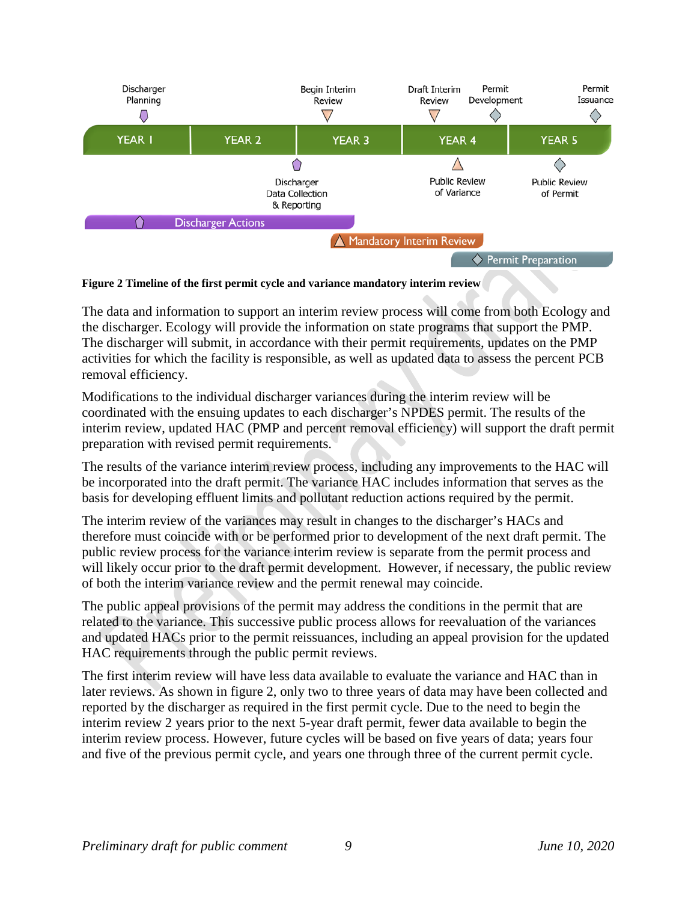**Figure 2 Timeline of the first permit cycle and variance mandatory interim review**

The data and information to support an interim review process will come from both Ecology and the discharger. Ecology will provide the information on state programs that support the PMP. The discharger will submit, in accordance with their permit requirements, updates on the PMP activities for which the facility is responsible, as well as updated data to assess the percent PCB removal efficiency.

Modifications to the individual discharger variances during the interim review will be coordinated with the ensuing updates to each discharger's NPDES permit. The results of the interim review, updated HAC (PMP and percent removal efficiency) will support the draft permit preparation with revised permit requirements.

The results of the variance interim review process, including any improvements to the HAC will be incorporated into the draft permit. The variance HAC includes information that serves as the basis for developing effluent limits and pollutant reduction actions required by the permit.

The interim review of the variances may result in changes to the discharger's HACs and therefore must coincide with or be performed prior to development of the next draft permit. The public review process for the variance interim review is separate from the permit process and will likely occur prior to the draft permit development. However, if necessary, the public review of both the interim variance review and the permit renewal may coincide.

The public appeal provisions of the permit may address the conditions in the permit that are related to the variance. This successive public process allows for reevaluation of the variances and updated HACs prior to the permit reissuances, including an appeal provision for the updated HAC requirements through the public permit reviews.

The first interim review will have less data available to evaluate the variance and HAC than in later reviews. As shown in figure 2, only two to three years of data may have been collected and reported by the discharger as required in the first permit cycle. Due to the need to begin the interim review 2 years prior to the next 5-year draft permit, fewer data available to begin the interim review process. However, future cycles will be based on five years of data; years four and five of the previous permit cycle, and years one through three of the current permit cycle.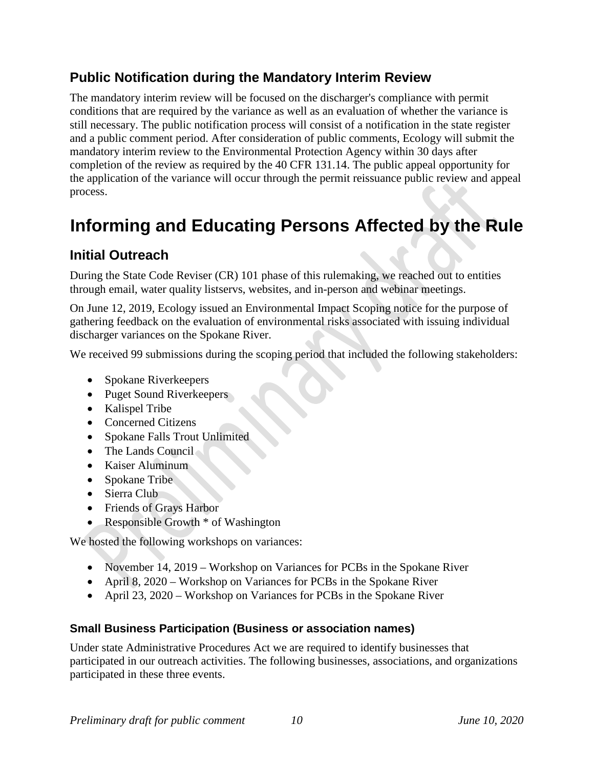## Public Notification during the Mandatory Interim Review

The mandatory interim review will be focused on the discharger's compliance with permit conditions that are required by the variance as well as an evaluation of whether the variance is still necessary. The public notification process will consist of a notification in the state register and a public comment period. After consideration of public comments, Ecology will submit the mandatory interim review to the Environmental Protection Agency within 30 days after completion of the review as required by the 40 CFR 131.14. The public appeal opportunity for the application of the variance will occur through the permit reissuance public review and appeal process.

# Informing and Educating Persons Affected by the Rule

## Initial Outreach

During the State Code Reviser (CR) 101 phase of this rulemaking, we reached out to entities through email, water quality listservs, websites, and in-person and webinar meetings.

On June 12, 2019, Ecology issued an Environmental Impact Scoping notice for the purpose of gathering feedback on the evaluation of environmental risks associated with issuing individual discharger variances on the Spokane River.

We received 99 submissions during the scoping period that included the following stakeholders:

- Spokane Riverkeepers
- Puget Sound Riverkeepers
- Kalispel Tribe
- Concerned Citizens
- Spokane Falls Trout Unlimited
- The Lands Council
- Kaiser Aluminum
- Spokane Tribe
- Sierra Club
- Friends of Grays Harbor
- Responsible Growth * of Washington

We hosted the following workshops on variances:

- November 14, 2019 – Workshop on Variances for PCBs in the Spokane River
- April 8, 2020 – Workshop on Variances for PCBs in the Spokane River
- April 23, 2020 – Workshop on Variances for PCBs in the Spokane River

### Small Business Participation (Business or association names)

Under state Administrative Procedures Act we are required to identify businesses that participated in our outreach activities. The following businesses, associations, and organizations participated in these three events.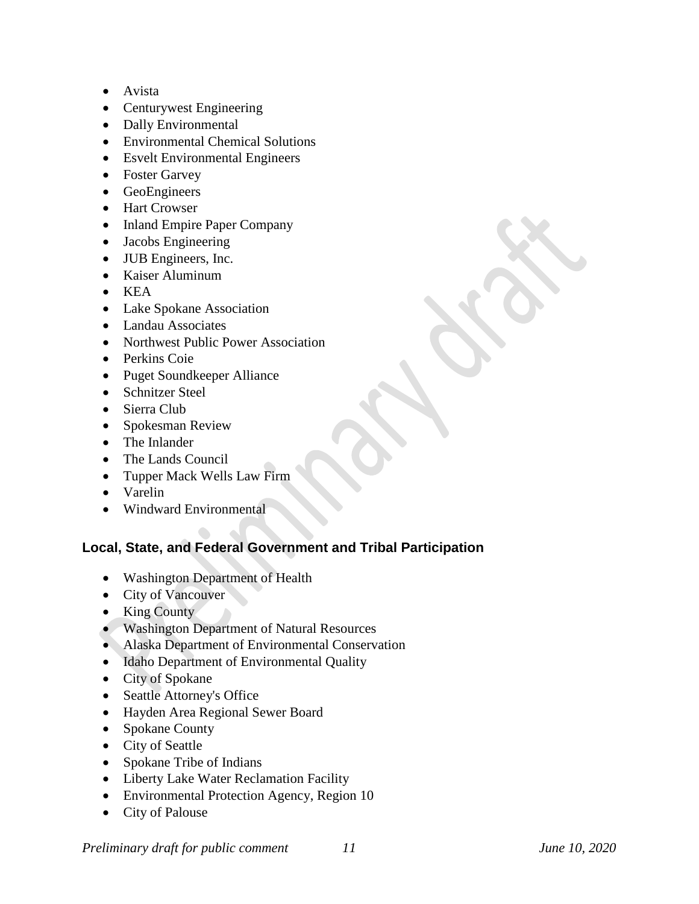- Avista
- Centurywest Engineering
- Dally Environmental
- Environmental Chemical Solutions
- Esvelt Environmental Engineers
- Foster Garvey
- GeoEngineers
- Hart Crowser
- Inland Empire Paper Company
- Jacobs Engineering
- JUB Engineers, Inc.
- Kaiser Aluminum
- KEA
- Lake Spokane Association
- Landau Associates
- Northwest Public Power Association
- Perkins Coie
- Puget Soundkeeper Alliance
- Schnitzer Steel
- Sierra Club
- Spokesman Review
- The Inlander
- The Lands Council
- Tupper Mack Wells Law Firm
- Varelin
- Windward Environmental

### Local, State, and Federal Government and Tribal Participation

- Washington Department of Health
- City of Vancouver
- King County
- Washington Department of Natural Resources
- Alaska Department of Environmental Conservation
- Idaho Department of Environmental Quality
- City of Spokane
- Seattle Attorney's Office
- Hayden Area Regional Sewer Board
- Spokane County
- City of Seattle
- Spokane Tribe of Indians
- Liberty Lake Water Reclamation Facility
- Environmental Protection Agency, Region 10
- City of Palouse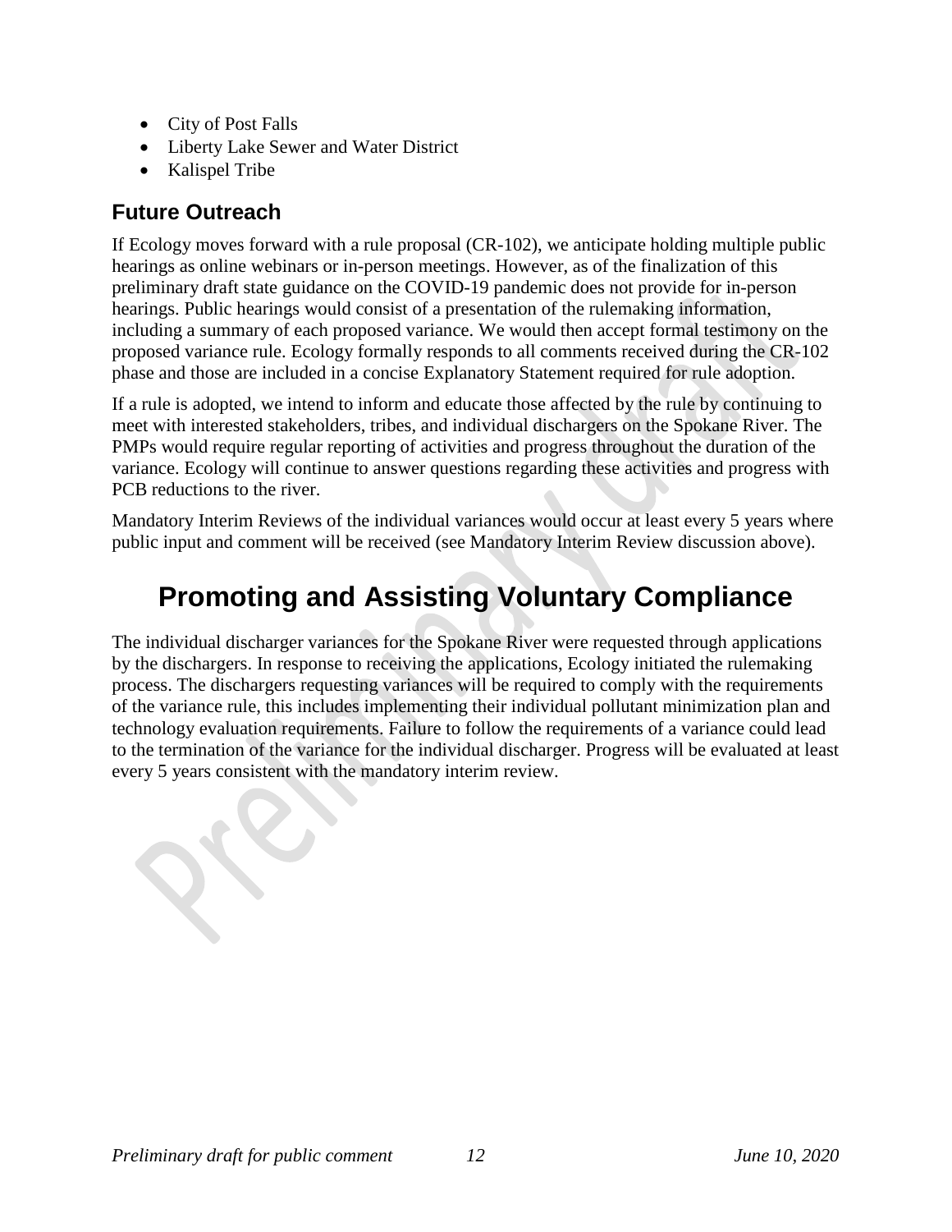- City of Post Falls
- Liberty Lake Sewer and Water District
- Kalispel Tribe

### Future Outreach

If Ecology moves forward with a rule proposal (CR-102), we anticipate holding multiple public hearings as online webinars or in-person meetings. However, as of the finalization of this preliminary draft state guidance on the COVID-19 pandemic does not provide for in-person hearings. Public hearings would consist of a presentation of the rulemaking information, including a summary of each proposed variance. We would then accept formal testimony on the proposed variance rule. Ecology formally responds to all comments received during the CR-102 phase and those are included in a concise Explanatory Statement required for rule adoption.

If a rule is adopted, we intend to inform and educate those affected by the rule by continuing to meet with interested stakeholders, tribes, and individual dischargers on the Spokane River. The PMPs would require regular reporting of activities and progress throughout the duration of the variance. Ecology will continue to answer questions regarding these activities and progress with PCB reductions to the river.

Mandatory Interim Reviews of the individual variances would occur at least every 5 years where public input and comment will be received (see Mandatory Interim Review discussion above).

# Promoting and Assisting Voluntary Compliance

The individual discharger variances for the Spokane River were requested through applications by the dischargers. In response to receiving the applications, Ecology initiated the rulemaking process. The dischargers requesting variances will be required to comply with the requirements of the variance rule, this includes implementing their individual pollutant minimization plan and technology evaluation requirements. Failure to follow the requirements of a variance could lead to the termination of the variance for the individual discharger. Progress will be evaluated at least every 5 years consistent with the mandatory interim review.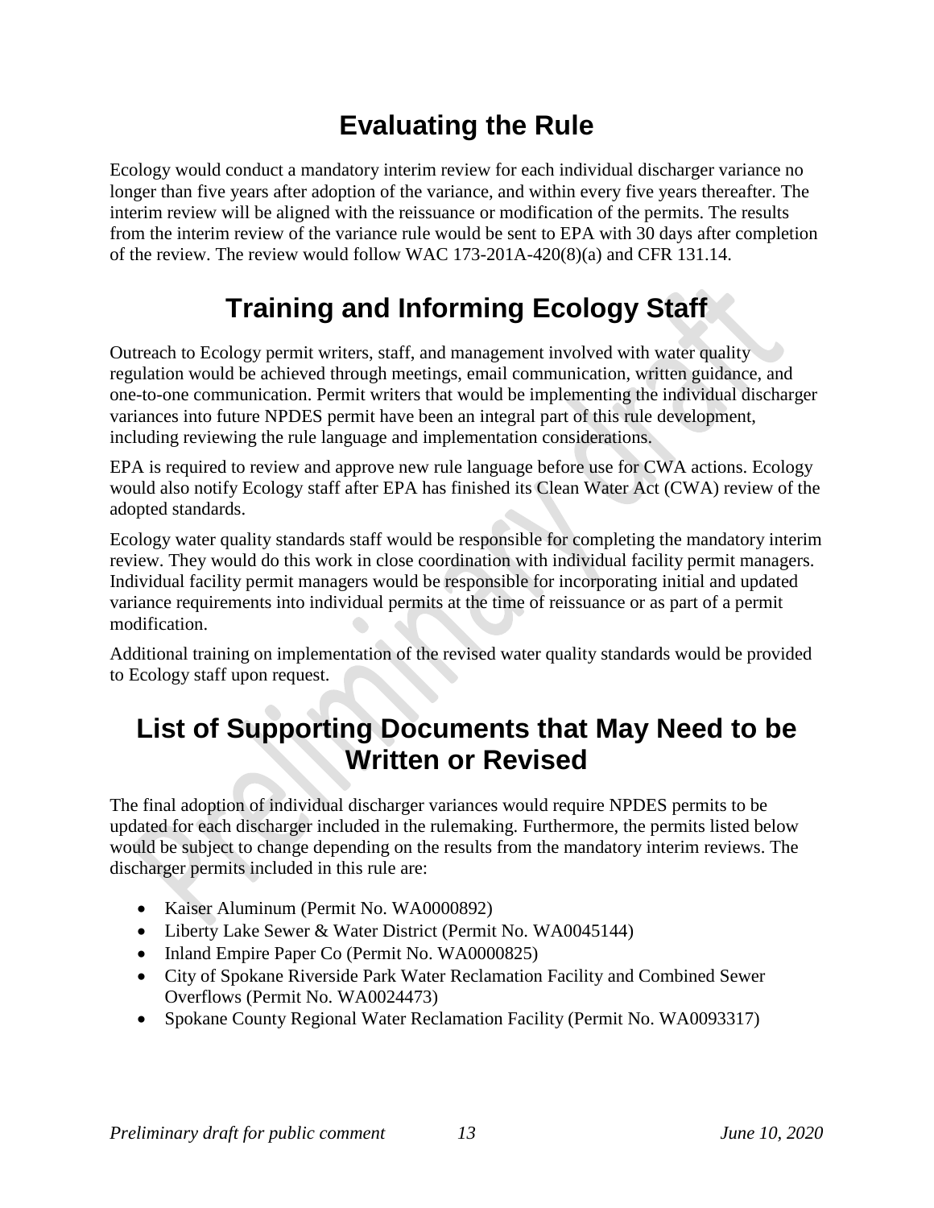# Evaluating the Rule

Ecology would conduct a mandatory interim review for each individual discharger variance no longer than five years after adoption of the variance, and within every five years thereafter. The interim review will be aligned with the reissuance or modification of the permits. The results from the interim review of the variance rule would be sent to EPA with 30 days after completion of the review. The review would follow WAC 173-201A-420(8)(a) and CFR 131.14.

# Training and Informing Ecology Staff

Outreach to Ecology permit writers, staff, and management involved with water quality regulation would be achieved through meetings, email communication, written guidance, and one-to-one communication. Permit writers that would be implementing the individual discharger variances into future NPDES permit have been an integral part of this rule development, including reviewing the rule language and implementation considerations.

EPA is required to review and approve new rule language before use for CWA actions. Ecology would also notify Ecology staff after EPA has finished its Clean Water Act (CWA) review of the adopted standards.

Ecology water quality standards staff would be responsible for completing the mandatory interim review. They would do this work in close coordination with individual facility permit managers. Individual facility permit managers would be responsible for incorporating initial and updated variance requirements into individual permits at the time of reissuance or as part of a permit modification.

Additional training on implementation of the revised water quality standards would be provided to Ecology staff upon request.

# List of Supporting Documents that May Need to be Written or Revised

The final adoption of individual discharger variances would require NPDES permits to be updated for each discharger included in the rulemaking. Furthermore, the permits listed below would be subject to change depending on the results from the mandatory interim reviews. The discharger permits included in this rule are:

- Kaiser Aluminum (Permit No. WA0000892)
- Liberty Lake Sewer & Water District (Permit No. WA0045144)
- Inland Empire Paper Co (Permit No. WA0000825)
- City of Spokane Riverside Park Water Reclamation Facility and Combined Sewer Overflows (Permit No. WA0024473)
- Spokane County Regional Water Reclamation Facility (Permit No. WA0093317)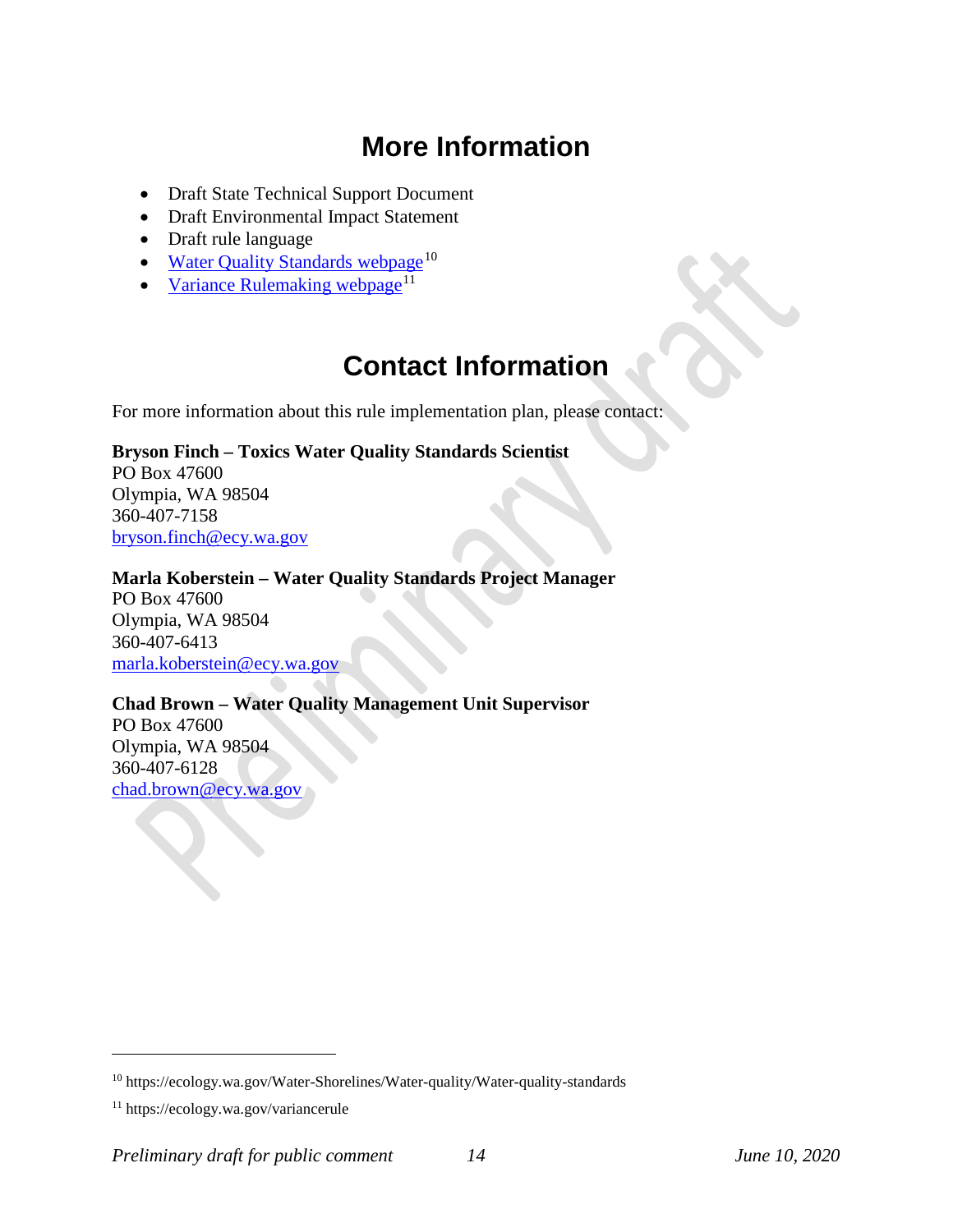# More Information

- Draft State Technical Support Document
- Draft Environmental Impact Statement
- Draft rule language
- Water Quality Standards webpage[10]
- Variance Rulemaking webpage[11]

# Contact Information

For more information about this rule implementation plan, please contact:

**Bryson Finch – Toxics Water Quality Standards Scientist**
PO Box 47600
Olympia, WA 98504
360-407-7158
bryson.finch@ecy.wa.gov

**Marla Koberstein – Water Quality Standards Project Manager**
PO Box 47600
Olympia, WA 98504
360-407-6413
marla.koberstein@ecy.wa.gov

**Chad Brown – Water Quality Management Unit Supervisor**
PO Box 47600
Olympia, WA 98504
360-407-6128
chad.brown@ecy.wa.gov

---

[10] https://ecology.wa.gov/Water-Shorelines/Water-quality/Water-quality-standards

[11] https://ecology.wa.gov/variancerule